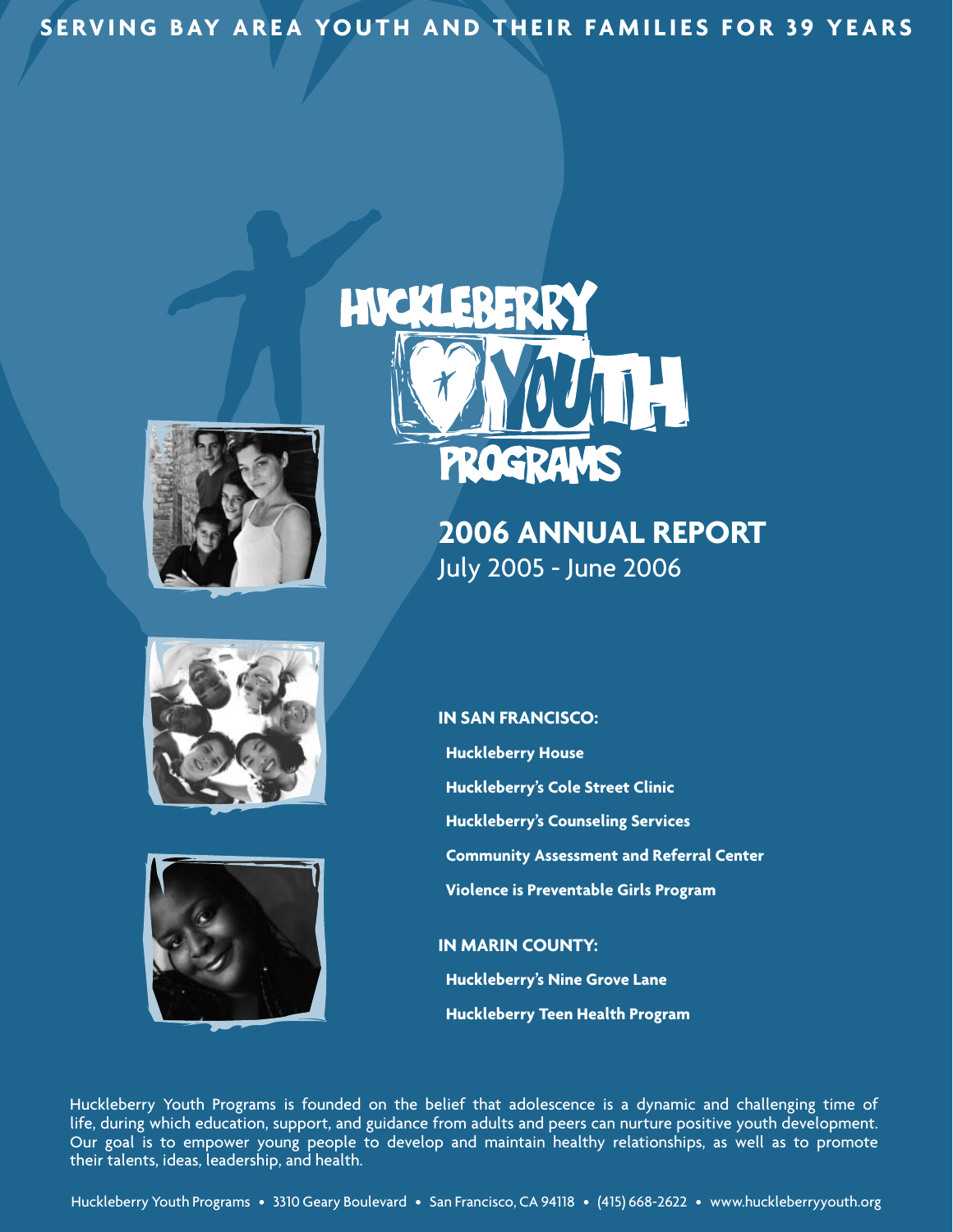**SERVING BAY AREA YOUTH AND THEIR FAMILIES FOR 39 YEARS**

# HUCKLEBERRY YOUTH PROGRAMS

## 2006 ANNUAL REPORT

July 2005 - June 2006

**IN SAN FRANCISCO:**

- **Huckleberry House**
- **Huckleberry's Cole Street Clinic**
- **Huckleberry's Counseling Services**
- **Community Assessment and Referral Center**
- **Violence is Preventable Girls Program**

**IN MARIN COUNTY:**

- **Huckleberry's Nine Grove Lane**
- **Huckleberry Teen Health Program**

Huckleberry Youth Programs is founded on the belief that adolescence is a dynamic and challenging time of life, during which education, support, and guidance from adults and peers can nurture positive youth development. Our goal is to empower young people to develop and maintain healthy relationships, as well as to promote their talents, ideas, leadership, and health.

Huckleberry Youth Programs • 3310 Geary Boulevard • San Francisco, CA 94118 • (415) 668-2622 • www.huckleberryyouth.org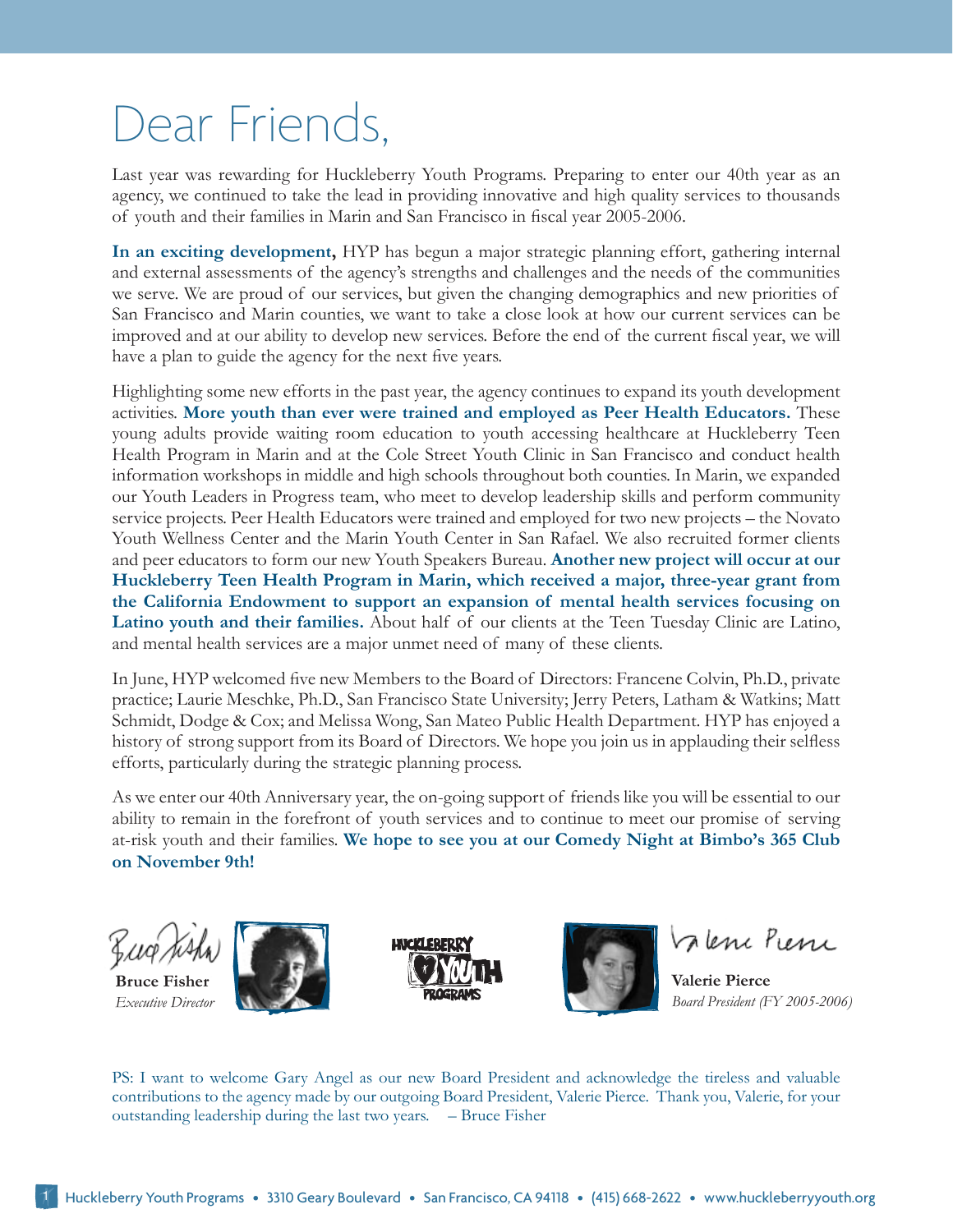# Dear Friends,

Last year was rewarding for Huckleberry Youth Programs. Preparing to enter our 40th year as an agency, we continued to take the lead in providing innovative and high quality services to thousands of youth and their families in Marin and San Francisco in fiscal year 2005-2006.

**In an exciting development,** HYP has begun a major strategic planning effort, gathering internal and external assessments of the agency's strengths and challenges and the needs of the communities we serve. We are proud of our services, but given the changing demographics and new priorities of San Francisco and Marin counties, we want to take a close look at how our current services can be improved and at our ability to develop new services. Before the end of the current fiscal year, we will have a plan to guide the agency for the next five years.

Highlighting some new efforts in the past year, the agency continues to expand its youth development activities. **More youth than ever were trained and employed as Peer Health Educators.** These young adults provide waiting room education to youth accessing healthcare at Huckleberry Teen Health Program in Marin and at the Cole Street Youth Clinic in San Francisco and conduct health information workshops in middle and high schools throughout both counties. In Marin, we expanded our Youth Leaders in Progress team, who meet to develop leadership skills and perform community service projects. Peer Health Educators were trained and employed for two new projects – the Novato Youth Wellness Center and the Marin Youth Center in San Rafael. We also recruited former clients and peer educators to form our new Youth Speakers Bureau. **Another new project will occur at our Huckleberry Teen Health Program in Marin, which received a major, three-year grant from the California Endowment to support an expansion of mental health services focusing on Latino youth and their families.** About half of our clients at the Teen Tuesday Clinic are Latino, and mental health services are a major unmet need of many of these clients.

In June, HYP welcomed five new Members to the Board of Directors: Francene Colvin, Ph.D., private practice; Laurie Meschke, Ph.D., San Francisco State University; Jerry Peters, Latham & Watkins; Matt Schmidt, Dodge & Cox; and Melissa Wong, San Mateo Public Health Department. HYP has enjoyed a history of strong support from its Board of Directors. We hope you join us in applauding their selfless efforts, particularly during the strategic planning process.

As we enter our 40th Anniversary year, the on-going support of friends like you will be essential to our ability to remain in the forefront of youth services and to continue to meet our promise of serving at-risk youth and their families. **We hope to see you at our Comedy Night at Bimbo's 365 Club on November 9th!**

**Bruce Fisher**
*Executive Director*

**Valerie Pierce**
*Board President (FY 2005-2006)*

PS: I want to welcome Gary Angel as our new Board President and acknowledge the tireless and valuable contributions to the agency made by our outgoing Board President, Valerie Pierce. Thank you, Valerie, for your outstanding leadership during the last two years. – Bruce Fisher

Huckleberry Youth Programs • 3310 Geary Boulevard • San Francisco, CA 94118 • (415) 668-2622 • www.huckleberryyouth.org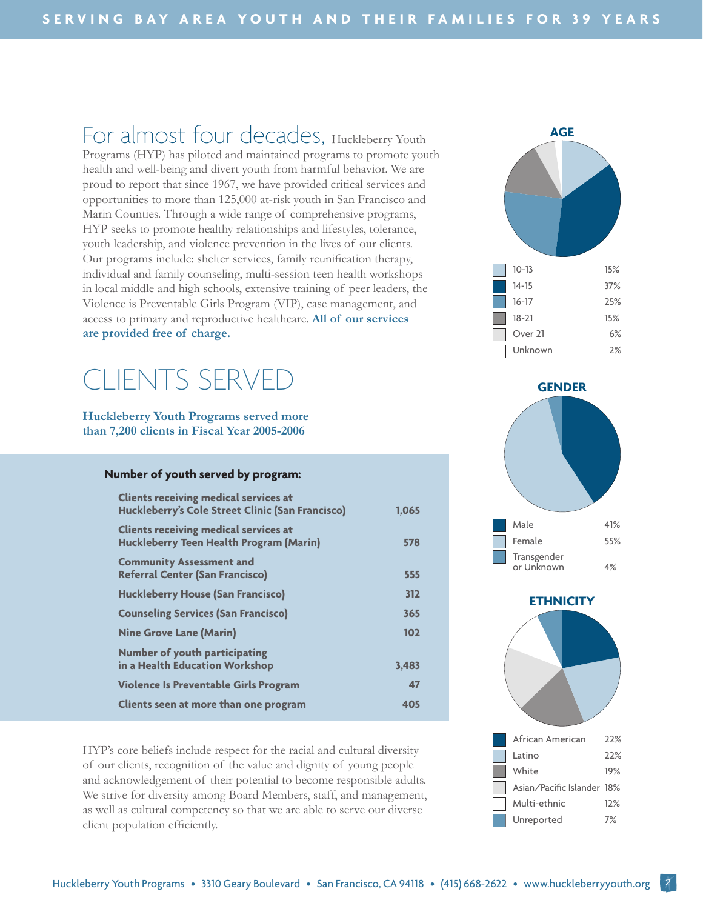For almost four decades, Huckleberry Youth Programs (HYP) has piloted and maintained programs to promote youth health and well-being and divert youth from harmful behavior. We are proud to report that since 1967, we have provided critical services and opportunities to more than 125,000 at-risk youth in San Francisco and Marin Counties. Through a wide range of comprehensive programs, HYP seeks to promote healthy relationships and lifestyles, tolerance, youth leadership, and violence prevention in the lives of our clients. Our programs include: shelter services, family reunification therapy, individual and family counseling, multi-session teen health workshops in local middle and high schools, extensive training of peer leaders, the Violence is Preventable Girls Program (VIP), case management, and access to primary and reproductive healthcare. **All of our services are provided free of charge.**

# CLIENTS SERVED

**Huckleberry Youth Programs served more than 7,200 clients in Fiscal Year 2005-2006**

**Number of youth served by program:**

| Program | Number |
|---|---|
| Clients receiving medical services at Huckleberry's Cole Street Clinic (San Francisco) | 1,065 |
| Clients receiving medical services at Huckleberry Teen Health Program (Marin) | 578 |
| Community Assessment and Referral Center (San Francisco) | 555 |
| Huckleberry House (San Francisco) | 312 |
| Counseling Services (San Francisco) | 365 |
| Nine Grove Lane (Marin) | 102 |
| Number of youth participating in a Health Education Workshop | 3,483 |
| Violence Is Preventable Girls Program | 47 |
| Clients seen at more than one program | 405 |

HYP's core beliefs include respect for the racial and cultural diversity of our clients, recognition of the value and dignity of young people and acknowledgement of their potential to become responsible adults. We strive for diversity among Board Members, staff, and management, as well as cultural competency so that we are able to serve our diverse client population efficiently.

## AGE

| Age | % |
|---|---|
| 10-13 | 15% |
| 14-15 | 37% |
| 16-17 | 25% |
| 18-21 | 15% |
| Over 21 | 6% |
| Unknown | 2% |

## GENDER

| Gender | % |
|---|---|
| Male | 41% |
| Female | 55% |
| Transgender or Unknown | 4% |

## ETHNICITY

| Ethnicity | % |
|---|---|
| African American | 22% |
| Latino | 22% |
| White | 19% |
| Asian/Pacific Islander | 18% |
| Multi-ethnic | 12% |
| Unreported | 7% |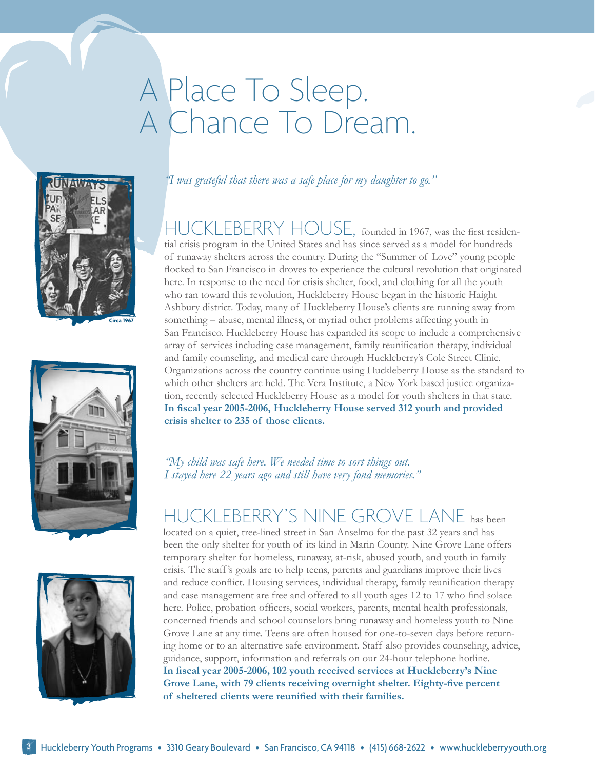# A Place To Sleep. A Chance To Dream.

Circa 1967

*"I was grateful that there was a safe place for my daughter to go."*

## HUCKLEBERRY HOUSE,

founded in 1967, was the first residential crisis program in the United States and has since served as a model for hundreds of runaway shelters across the country. During the "Summer of Love" young people flocked to San Francisco in droves to experience the cultural revolution that originated here. In response to the need for crisis shelter, food, and clothing for all the youth who ran toward this revolution, Huckleberry House began in the historic Haight Ashbury district. Today, many of Huckleberry House's clients are running away from something – abuse, mental illness, or myriad other problems affecting youth in San Francisco. Huckleberry House has expanded its scope to include a comprehensive array of services including case management, family reunification therapy, individual and family counseling, and medical care through Huckleberry's Cole Street Clinic. Organizations across the country continue using Huckleberry House as the standard to which other shelters are held. The Vera Institute, a New York based justice organization, recently selected Huckleberry House as a model for youth shelters in that state. **In fiscal year 2005-2006, Huckleberry House served 312 youth and provided crisis shelter to 235 of those clients.**

*"My child was safe here. We needed time to sort things out. I stayed here 22 years ago and still have very fond memories."*

## HUCKLEBERRY'S NINE GROVE LANE

has been located on a quiet, tree-lined street in San Anselmo for the past 32 years and has been the only shelter for youth of its kind in Marin County. Nine Grove Lane offers temporary shelter for homeless, runaway, at-risk, abused youth, and youth in family crisis. The staff's goals are to help teens, parents and guardians improve their lives and reduce conflict. Housing services, individual therapy, family reunification therapy and case management are free and offered to all youth ages 12 to 17 who find solace here. Police, probation officers, social workers, parents, mental health professionals, concerned friends and school counselors bring runaway and homeless youth to Nine Grove Lane at any time. Teens are often housed for one-to-seven days before returning home or to an alternative safe environment. Staff also provides counseling, advice, guidance, support, information and referrals on our 24-hour telephone hotline. **In fiscal year 2005-2006, 102 youth received services at Huckleberry's Nine Grove Lane, with 79 clients receiving overnight shelter. Eighty-five percent of sheltered clients were reunified with their families.**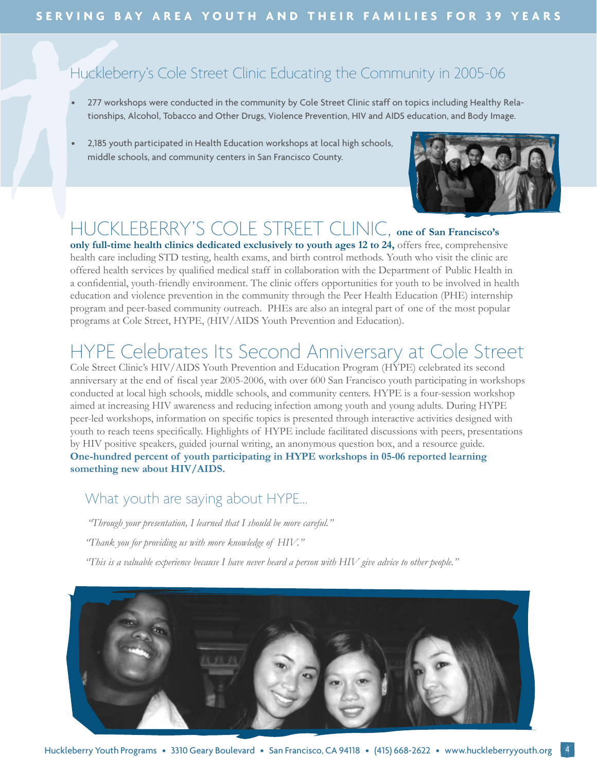## Huckleberry's Cole Street Clinic Educating the Community in 2005-06

- 277 workshops were conducted in the community by Cole Street Clinic staff on topics including Healthy Relationships, Alcohol, Tobacco and Other Drugs, Violence Prevention, HIV and AIDS education, and Body Image.
- 2,185 youth participated in Health Education workshops at local high schools, middle schools, and community centers in San Francisco County.

HUCKLEBERRY'S COLE STREET CLINIC, **one of San Francisco's only full-time health clinics dedicated exclusively to youth ages 12 to 24,** offers free, comprehensive health care including STD testing, health exams, and birth control methods. Youth who visit the clinic are offered health services by qualified medical staff in collaboration with the Department of Public Health in a confidential, youth-friendly environment. The clinic offers opportunities for youth to be involved in health education and violence prevention in the community through the Peer Health Education (PHE) internship program and peer-based community outreach. PHEs are also an integral part of one of the most popular programs at Cole Street, HYPE, (HIV/AIDS Youth Prevention and Education).

## HYPE Celebrates Its Second Anniversary at Cole Street

Cole Street Clinic's HIV/AIDS Youth Prevention and Education Program (HYPE) celebrated its second anniversary at the end of fiscal year 2005-2006, with over 600 San Francisco youth participating in workshops conducted at local high schools, middle schools, and community centers. HYPE is a four-session workshop aimed at increasing HIV awareness and reducing infection among youth and young adults. During HYPE peer-led workshops, information on specific topics is presented through interactive activities designed with youth to reach teens specifically. Highlights of HYPE include facilitated discussions with peers, presentations by HIV positive speakers, guided journal writing, an anonymous question box, and a resource guide. **One-hundred percent of youth participating in HYPE workshops in 05-06 reported learning something new about HIV/AIDS.**

### What youth are saying about HYPE...

*"Through your presentation, I learned that I should be more careful."*

*"Thank you for providing us with more knowledge of HIV."*

*"This is a valuable experience because I have never heard a person with HIV give advice to other people."*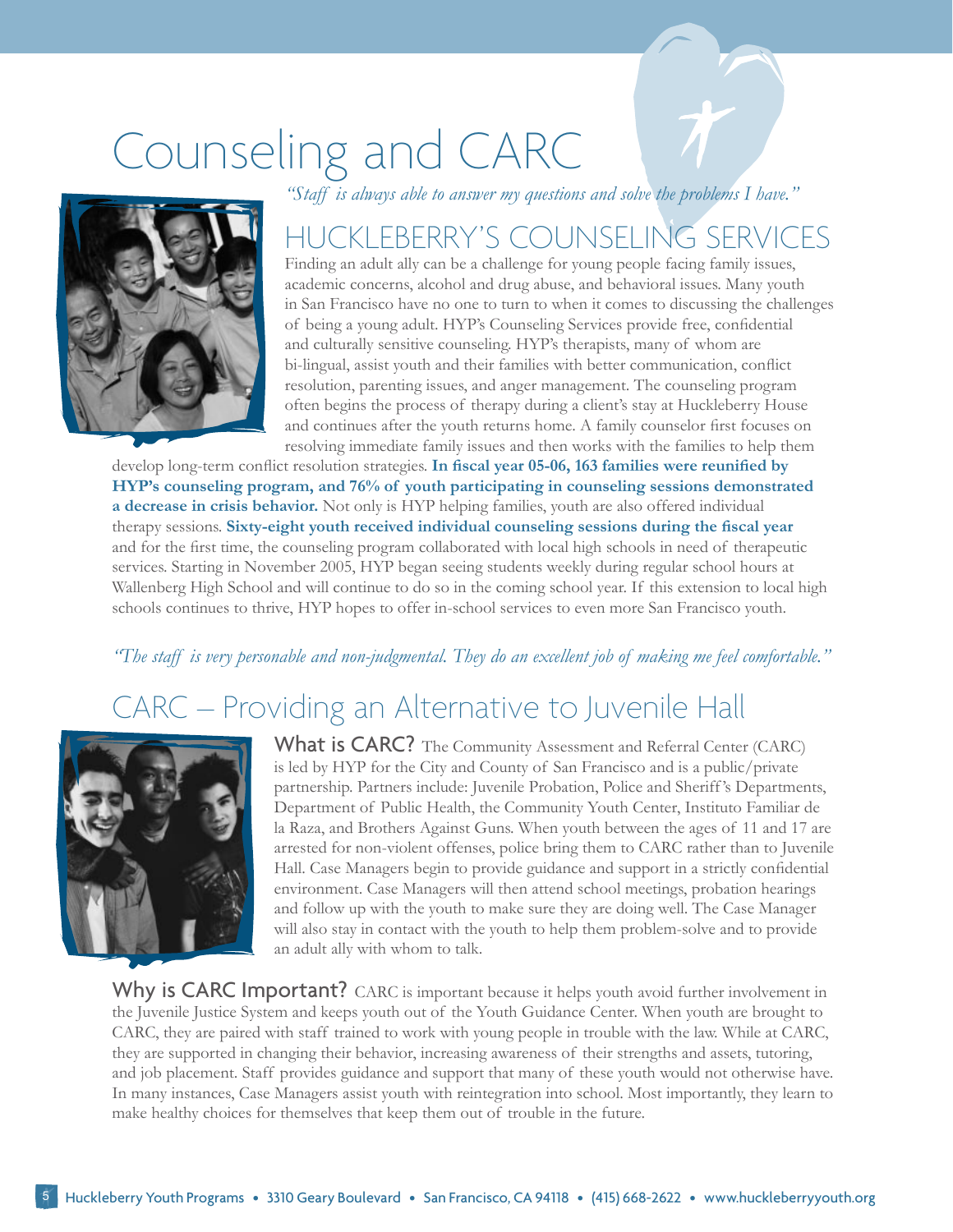# Counseling and CARC

*"Staff is always able to answer my questions and solve the problems I have."*

## HUCKLEBERRY'S COUNSELING SERVICES

Finding an adult ally can be a challenge for young people facing family issues, academic concerns, alcohol and drug abuse, and behavioral issues. Many youth in San Francisco have no one to turn to when it comes to discussing the challenges of being a young adult. HYP's Counseling Services provide free, confidential and culturally sensitive counseling. HYP's therapists, many of whom are bi-lingual, assist youth and their families with better communication, conflict resolution, parenting issues, and anger management. The counseling program often begins the process of therapy during a client's stay at Huckleberry House and continues after the youth returns home. A family counselor first focuses on resolving immediate family issues and then works with the families to help them develop long-term conflict resolution strategies. **In fiscal year 05-06, 163 families were reunified by HYP's counseling program, and 76% of youth participating in counseling sessions demonstrated a decrease in crisis behavior.** Not only is HYP helping families, youth are also offered individual therapy sessions. **Sixty-eight youth received individual counseling sessions during the fiscal year** and for the first time, the counseling program collaborated with local high schools in need of therapeutic services. Starting in November 2005, HYP began seeing students weekly during regular school hours at Wallenberg High School and will continue to do so in the coming school year. If this extension to local high schools continues to thrive, HYP hopes to offer in-school services to even more San Francisco youth.

*"The staff is very personable and non-judgmental. They do an excellent job of making me feel comfortable."*

## CARC – Providing an Alternative to Juvenile Hall

**What is CARC?** The Community Assessment and Referral Center (CARC) is led by HYP for the City and County of San Francisco and is a public/private partnership. Partners include: Juvenile Probation, Police and Sheriff's Departments, Department of Public Health, the Community Youth Center, Instituto Familiar de la Raza, and Brothers Against Guns. When youth between the ages of 11 and 17 are arrested for non-violent offenses, police bring them to CARC rather than to Juvenile Hall. Case Managers begin to provide guidance and support in a strictly confidential environment. Case Managers will then attend school meetings, probation hearings and follow up with the youth to make sure they are doing well. The Case Manager will also stay in contact with the youth to help them problem-solve and to provide an adult ally with whom to talk.

**Why is CARC Important?** CARC is important because it helps youth avoid further involvement in the Juvenile Justice System and keeps youth out of the Youth Guidance Center. When youth are brought to CARC, they are paired with staff trained to work with young people in trouble with the law. While at CARC, they are supported in changing their behavior, increasing awareness of their strengths and assets, tutoring, and job placement. Staff provides guidance and support that many of these youth would not otherwise have. In many instances, Case Managers assist youth with reintegration into school. Most importantly, they learn to make healthy choices for themselves that keep them out of trouble in the future.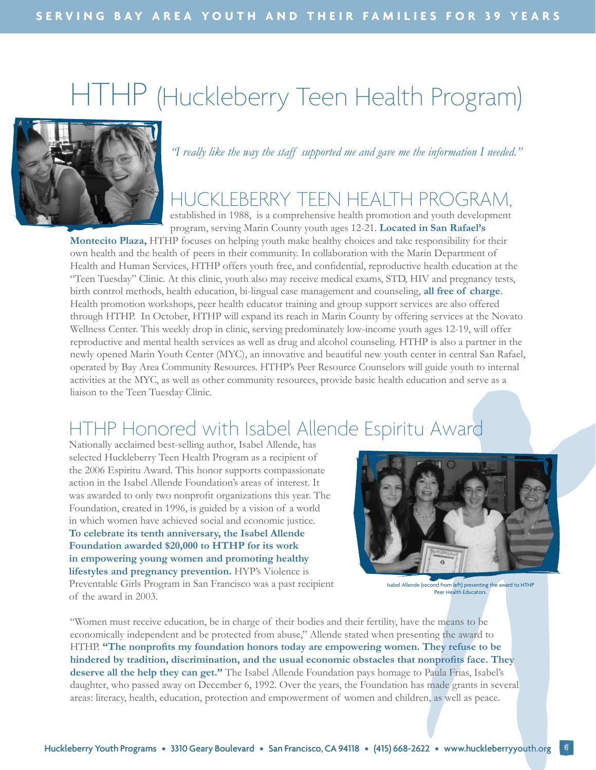# HTHP (Huckleberry Teen Health Program)

*"I really like the way the staff supported me and gave me the information I needed."*

## HUCKLEBERRY TEEN HEALTH PROGRAM,

established in 1988, is a comprehensive health promotion and youth development program, serving Marin County youth ages 12-21. **Located in San Rafael's Montecito Plaza,** HTHP focuses on helping youth make healthy choices and take responsibility for their own health and the health of peers in their community. In collaboration with the Marin Department of Health and Human Services, HTHP offers youth free, and confidential, reproductive health education at the "Teen Tuesday" Clinic. At this clinic, youth also may receive medical exams, STD, HIV and pregnancy tests, birth control methods, health education, bi-lingual case management and counseling, **all free of charge**. Health promotion workshops, peer health educator training and group support services are also offered through HTHP. In October, HTHP will expand its reach in Marin County by offering services at the Novato Wellness Center. This weekly drop in clinic, serving predominately low-income youth ages 12-19, will offer reproductive and mental health services as well as drug and alcohol counseling. HTHP is also a partner in the newly opened Marin Youth Center (MYC), an innovative and beautiful new youth center in central San Rafael, operated by Bay Area Community Resources. HTHP's Peer Resource Counselors will guide youth to internal activities at the MYC, as well as other community resources, provide basic health education and serve as a liaison to the Teen Tuesday Clinic.

## HTHP Honored with Isabel Allende Espiritu Award

Nationally acclaimed best-selling author, Isabel Allende, has selected Huckleberry Teen Health Program as a recipient of the 2006 Espiritu Award. This honor supports compassionate action in the Isabel Allende Foundation's areas of interest. It was awarded to only two nonprofit organizations this year. The Foundation, created in 1996, is guided by a vision of a world in which women have achieved social and economic justice. **To celebrate its tenth anniversary, the Isabel Allende Foundation awarded $20,000 to HTHP for its work in empowering young women and promoting healthy lifestyles and pregnancy prevention.** HYP's Violence is Preventable Girls Program in San Francisco was a past recipient of the award in 2003.

Isabel Allende (second from left) presenting the award to HTHP Peer Health Educators.

"Women must receive education, be in charge of their bodies and their fertility, have the means to be economically independent and be protected from abuse," Allende stated when presenting the award to HTHP. **"The nonprofits my foundation honors today are empowering women. They refuse to be hindered by tradition, discrimination, and the usual economic obstacles that nonprofits face. They deserve all the help they can get."** The Isabel Allende Foundation pays homage to Paula Frias, Isabel's daughter, who passed away on December 6, 1992. Over the years, the Foundation has made grants in several areas: literacy, health, education, protection and empowerment of women and children, as well as peace.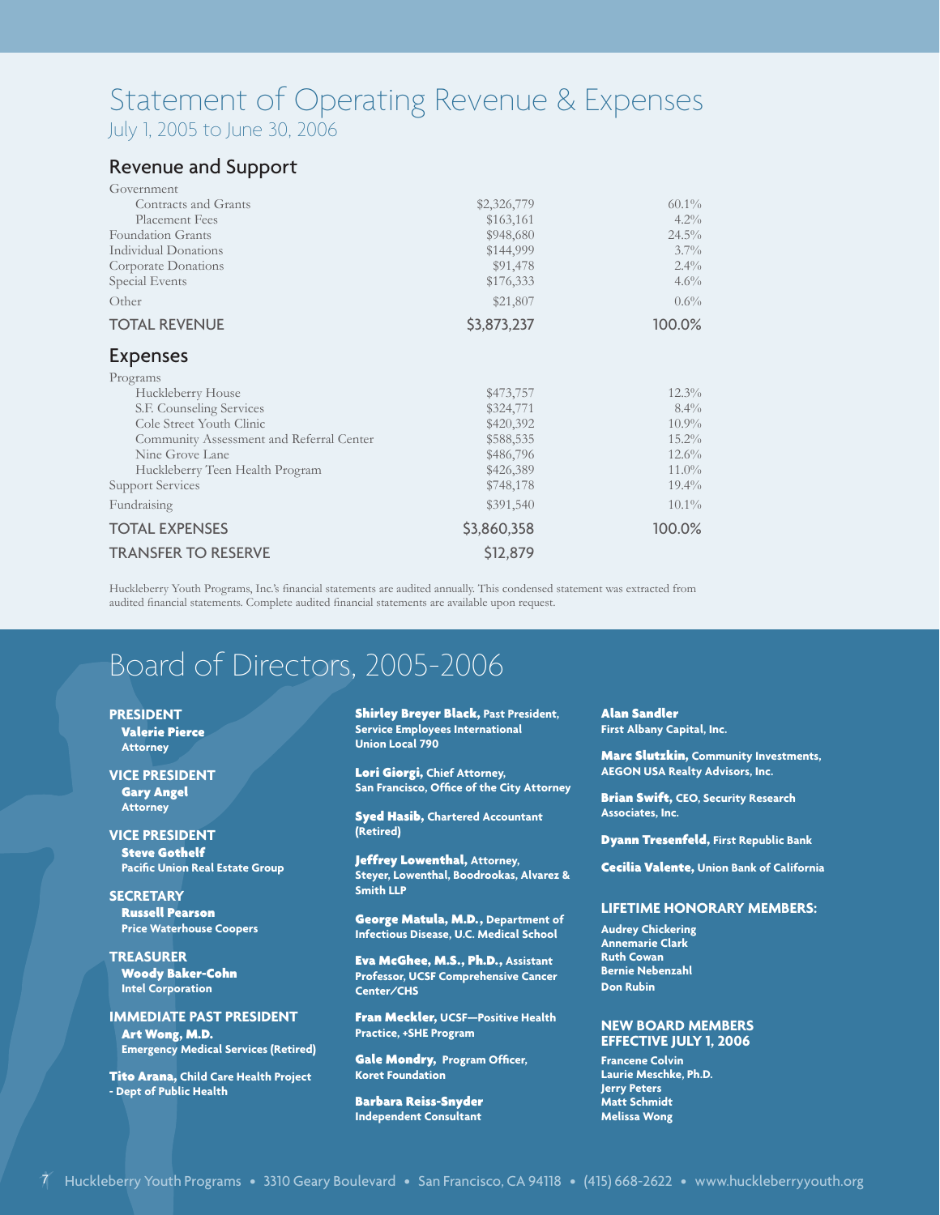# Statement of Operating Revenue & Expenses

July 1, 2005 to June 30, 2006

## Revenue and Support

| | | |
|---|---|---|
| Government | | |
| Contracts and Grants | $2,326,779 | 60.1% |
| Placement Fees | $163,161 | 4.2% |
| Foundation Grants | $948,680 | 24.5% |
| Individual Donations | $144,999 | 3.7% |
| Corporate Donations | $91,478 | 2.4% |
| Special Events | $176,333 | 4.6% |
| Other | $21,807 | 0.6% |
| TOTAL REVENUE | $3,873,237 | 100.0% |

## Expenses

| | | |
|---|---|---|
| Programs | | |
| Huckleberry House | $473,757 | 12.3% |
| S.F. Counseling Services | $324,771 | 8.4% |
| Cole Street Youth Clinic | $420,392 | 10.9% |
| Community Assessment and Referral Center | $588,535 | 15.2% |
| Nine Grove Lane | $486,796 | 12.6% |
| Huckleberry Teen Health Program | $426,389 | 11.0% |
| Support Services | $748,178 | 19.4% |
| Fundraising | $391,540 | 10.1% |
| TOTAL EXPENSES | $3,860,358 | 100.0% |
| TRANSFER TO RESERVE | $12,879 | |

Huckleberry Youth Programs, Inc.'s financial statements are audited annually. This condensed statement was extracted from audited financial statements. Complete audited financial statements are available upon request.

# Board of Directors, 2005-2006

**PRESIDENT**
**Valerie Pierce**
Attorney

**VICE PRESIDENT**
**Gary Angel**
Attorney

**VICE PRESIDENT**
**Steve Gothelf**
Pacific Union Real Estate Group

**SECRETARY**
**Russell Pearson**
Price Waterhouse Coopers

**TREASURER**
**Woody Baker-Cohn**
Intel Corporation

**IMMEDIATE PAST PRESIDENT**
**Art Wong, M.D.**
Emergency Medical Services (Retired)

**Tito Arana,** Child Care Health Project - Dept of Public Health

**Shirley Breyer Black,** Past President, Service Employees International Union Local 790

**Lori Giorgi,** Chief Attorney, San Francisco, Office of the City Attorney

**Syed Hasib,** Chartered Accountant (Retired)

**Jeffrey Lowenthal,** Attorney, Steyer, Lowenthal, Boodrookas, Alvarez & Smith LLP

**George Matula, M.D.,** Department of Infectious Disease, U.C. Medical School

**Eva McGhee, M.S., Ph.D.,** Assistant Professor, UCSF Comprehensive Cancer Center/CHS

**Fran Meckler,** UCSF—Positive Health Practice, +SHE Program

**Gale Mondry,** Program Officer, Koret Foundation

**Barbara Reiss-Snyder**
Independent Consultant

**Alan Sandler**
First Albany Capital, Inc.

**Marc Slutzkin,** Community Investments, AEGON USA Realty Advisors, Inc.

**Brian Swift,** CEO, Security Research Associates, Inc.

**Dyann Tresenfeld,** First Republic Bank

**Cecilia Valente,** Union Bank of California

**LIFETIME HONORARY MEMBERS:**

Audrey Chickering
Annemarie Clark
Ruth Cowan
Bernie Nebenzahl
Don Rubin

**NEW BOARD MEMBERS EFFECTIVE JULY 1, 2006**

Francene Colvin
Laurie Meschke, Ph.D.
Jerry Peters
Matt Schmidt
Melissa Wong

Huckleberry Youth Programs • 3310 Geary Boulevard • San Francisco, CA 94118 • (415) 668-2622 • www.huckleberryyouth.org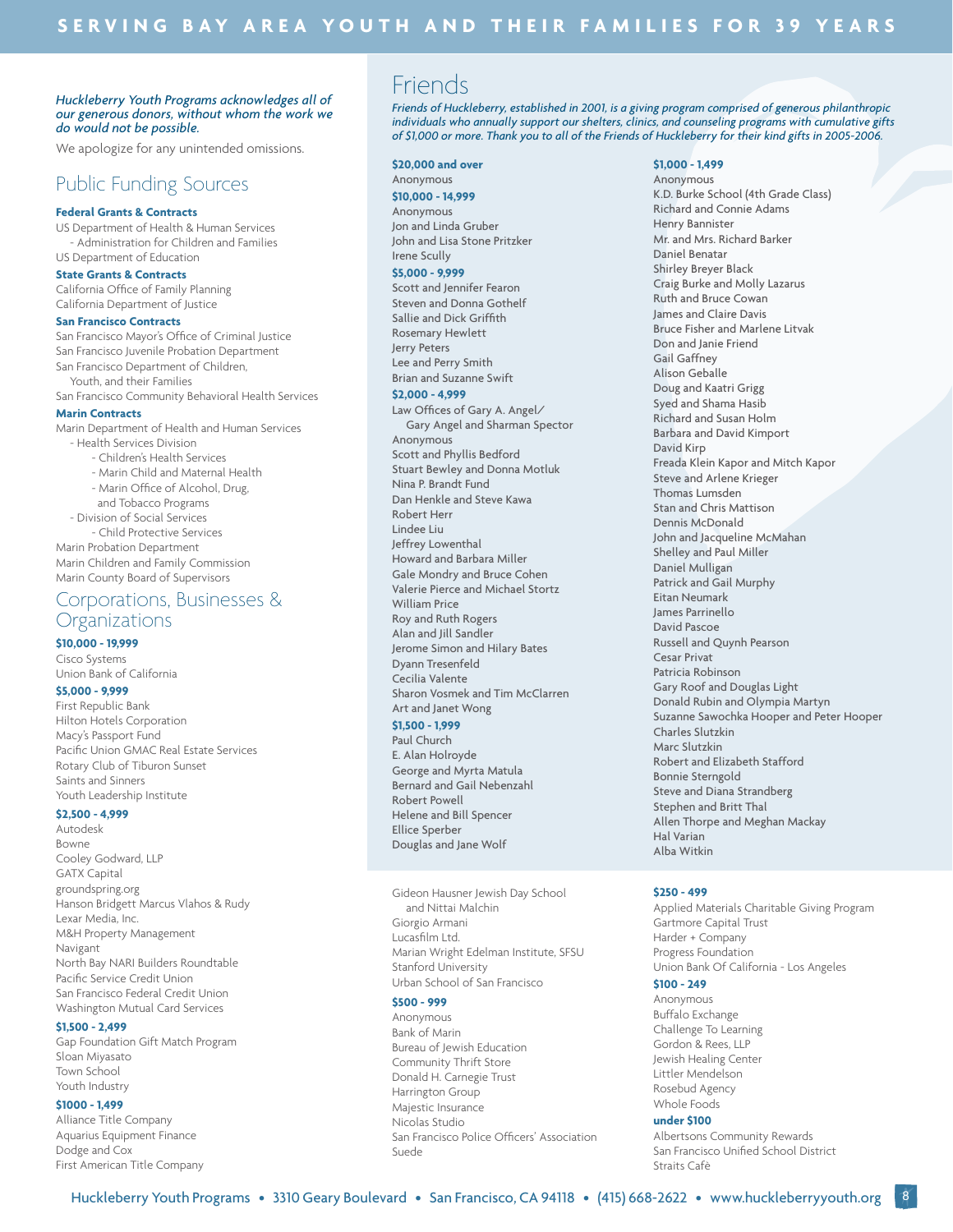*Huckleberry Youth Programs acknowledges all of our generous donors, without whom the work we do would not be possible.*

We apologize for any unintended omissions.

## Public Funding Sources

**Federal Grants & Contracts**

US Department of Health & Human Services
- Administration for Children and Families

US Department of Education

**State Grants & Contracts**

California Office of Family Planning
California Department of Justice

**San Francisco Contracts**

San Francisco Mayor's Office of Criminal Justice
San Francisco Juvenile Probation Department
San Francisco Department of Children, Youth, and their Families
San Francisco Community Behavioral Health Services

**Marin Contracts**

Marin Department of Health and Human Services
- Health Services Division
  - Children's Health Services
  - Marin Child and Maternal Health
  - Marin Office of Alcohol, Drug, and Tobacco Programs
- Division of Social Services
  - Child Protective Services

Marin Probation Department
Marin Children and Family Commission
Marin County Board of Supervisors

## Corporations, Businesses & Organizations

**$10,000 - 19,999**

Cisco Systems
Union Bank of California

**$5,000 - 9,999**

First Republic Bank
Hilton Hotels Corporation
Macy's Passport Fund
Pacific Union GMAC Real Estate Services
Rotary Club of Tiburon Sunset
Saints and Sinners
Youth Leadership Institute

**$2,500 - 4,999**

Autodesk
Bowne
Cooley Godward, LLP
GATX Capital
groundspring.org
Hanson Bridgett Marcus Vlahos & Rudy
Lexar Media, Inc.
M&H Property Management
Navigant
North Bay NARI Builders Roundtable
Pacific Service Credit Union
San Francisco Federal Credit Union
Washington Mutual Card Services

**$1,500 - 2,499**

Gap Foundation Gift Match Program
Sloan Miyasato
Town School
Youth Industry

**$1000 - 1,499**

Alliance Title Company
Aquarius Equipment Finance
Dodge and Cox
First American Title Company
Gideon Hausner Jewish Day School and Nittai Malchin
Giorgio Armani
Lucasfilm Ltd.
Marian Wright Edelman Institute, SFSU
Stanford University
Urban School of San Francisco

**$500 - 999**

Anonymous
Bank of Marin
Bureau of Jewish Education
Community Thrift Store
Donald H. Carnegie Trust
Harrington Group
Majestic Insurance
Nicolas Studio
San Francisco Police Officers' Association
Suede

**$250 - 499**

Applied Materials Charitable Giving Program
Gartmore Capital Trust
Harder + Company
Progress Foundation
Union Bank Of California - Los Angeles

**$100 - 249**

Anonymous
Buffalo Exchange
Challenge To Learning
Gordon & Rees, LLP
Jewish Healing Center
Littler Mendelson
Rosebud Agency
Whole Foods

**under $100**

Albertsons Community Rewards
San Francisco Unified School District
Straits Café

## Friends

*Friends of Huckleberry, established in 2001, is a giving program comprised of generous philanthropic individuals who annually support our shelters, clinics, and counseling programs with cumulative gifts of $1,000 or more. Thank you to all of the Friends of Huckleberry for their kind gifts in 2005-2006.*

**$20,000 and over**

Anonymous

**$10,000 - 14,999**

Anonymous
Jon and Linda Gruber
John and Lisa Stone Pritzker
Irene Scully

**$5,000 - 9,999**

Scott and Jennifer Fearon
Steven and Donna Gothelf
Sallie and Dick Griffith
Rosemary Hewlett
Jerry Peters
Lee and Perry Smith
Brian and Suzanne Swift

**$2,000 - 4,999**

Law Offices of Gary A. Angel/ Gary Angel and Sharman Spector
Anonymous
Scott and Phyllis Bedford
Stuart Bewley and Donna Motluk
Nina P. Brandt Fund
Dan Henkle and Steve Kawa
Robert Herr
Lindee Liu
Jeffrey Lowenthal
Howard and Barbara Miller
Gale Mondry and Bruce Cohen
Valerie Pierce and Michael Stortz
William Price
Roy and Ruth Rogers
Alan and Jill Sandler
Jerome Simon and Hilary Bates
Dyann Tresenfeld
Cecilia Valente
Sharon Vosmek and Tim McClarren
Art and Janet Wong

**$1,500 - 1,999**

Paul Church
E. Alan Holroyde
George and Myrta Matula
Bernard and Gail Nebenzahl
Robert Powell
Helene and Bill Spencer
Ellice Sperber
Douglas and Jane Wolf

**$1,000 - 1,499**

Anonymous
K.D. Burke School (4th Grade Class)
Richard and Connie Adams
Henry Bannister
Mr. and Mrs. Richard Barker
Daniel Benatar
Shirley Breyer Black
Craig Burke and Molly Lazarus
Ruth and Bruce Cowan
James and Claire Davis
Bruce Fisher and Marlene Litvak
Don and Janie Friend
Gail Gaffney
Alison Geballe
Doug and Kaatri Grigg
Syed and Shama Hasib
Richard and Susan Holm
Barbara and David Kimport
David Kirp
Freada Klein Kapor and Mitch Kapor
Steve and Arlene Krieger
Thomas Lumsden
Stan and Chris Mattison
Dennis McDonald
John and Jacqueline McMahan
Shelley and Paul Miller
Daniel Mulligan
Patrick and Gail Murphy
Eitan Neumark
James Parrinello
David Pascoe
Russell and Quynh Pearson
Cesar Privat
Patricia Robinson
Gary Roof and Douglas Light
Donald Rubin and Olympia Martyn
Suzanne Sawochka Hooper and Peter Hooper
Charles Slutzkin
Marc Slutzkin
Robert and Elizabeth Stafford
Bonnie Sterngold
Steve and Diana Strandberg
Stephen and Britt Thal
Allen Thorpe and Meghan Mackay
Hal Varian
Alba Witkin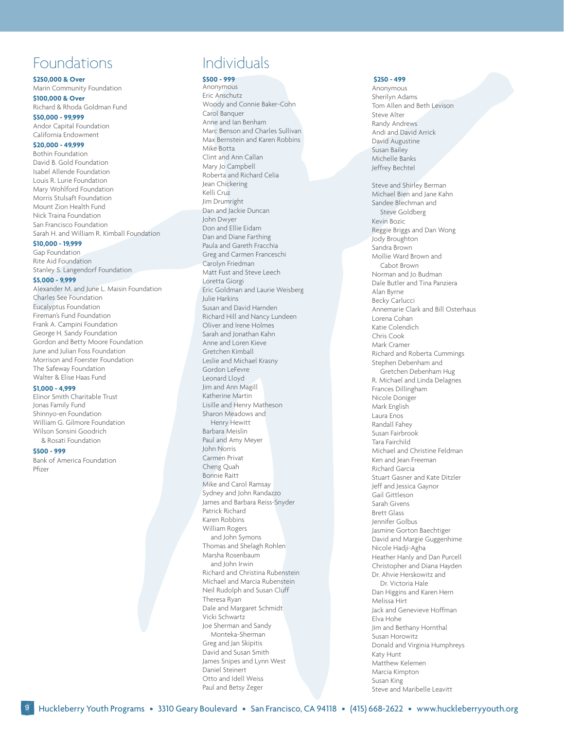# Foundations

**$250,000 & Over**

Marin Community Foundation

**$100,000 & Over**

Richard & Rhoda Goldman Fund

**$50,000 - 99,999**

Andor Capital Foundation
California Endowment

**$20,000 - 49,999**

Bothin Foundation
David B. Gold Foundation
Isabel Allende Foundation
Louis R. Lurie Foundation
Mary Wohlford Foundation
Morris Stulsaft Foundation
Mount Zion Health Fund
Nick Traina Foundation
San Francisco Foundation
Sarah H. and William R. Kimball Foundation

**$10,000 - 19,999**

Gap Foundation
Rite Aid Foundation
Stanley S. Langendorf Foundation

**$5,000 - 9,999**

Alexander M. and June L. Maisin Foundation
Charles See Foundation
Eucalyptus Foundation
Fireman's Fund Foundation
Frank A. Campini Foundation
George H. Sandy Foundation
Gordon and Betty Moore Foundation
June and Julian Foss Foundation
Morrison and Foerster Foundation
The Safeway Foundation
Walter & Elise Haas Fund

**$1,000 - 4,999**

Elinor Smith Charitable Trust
Jonas Family Fund
Shinnyo-en Foundation
William G. Gilmore Foundation
Wilson Sonsini Goodrich & Rosati Foundation

**$500 - 999**

Bank of America Foundation
Pfizer

# Individuals

**$500 - 999**

Anonymous
Eric Anschutz
Woody and Connie Baker-Cohn
Carol Banquer
Anne and Ian Benham
Marc Benson and Charles Sullivan
Max Bernstein and Karen Robbins
Mike Botta
Clint and Ann Callan
Mary Jo Campbell
Roberta and Richard Celia
Jean Chickering
Kelli Cruz
Jim Drumright
Dan and Jackie Duncan
John Dwyer
Don and Ellie Eidam
Dan and Diane Farthing
Paula and Gareth Fracchia
Greg and Carmen Franceschi
Carolyn Friedman
Matt Fust and Steve Leech
Loretta Giorgi
Eric Goldman and Laurie Weisberg
Julie Harkins
Susan and David Harnden
Richard Hill and Nancy Lundeen
Oliver and Irene Holmes
Sarah and Jonathan Kahn
Anne and Loren Kieve
Gretchen Kimball
Leslie and Michael Krasny
Gordon LeFevre
Leonard Lloyd
Jim and Ann Magill
Katherine Martin
Lisille and Henry Matheson
Sharon Meadows and Henry Hewitt
Barbara Meislin
Paul and Amy Meyer
John Norris
Carmen Privat
Cheng Quah
Bonnie Raitt
Mike and Carol Ramsay
Sydney and John Randazzo
James and Barbara Reiss-Snyder
Patrick Richard
Karen Robbins
William Rogers and John Symons
Thomas and Shelagh Rohlen
Marsha Rosenbaum and John Irwin
Richard and Christina Rubenstein
Michael and Marcia Rubenstein
Neil Rudolph and Susan Cluff
Theresa Ryan
Dale and Margaret Schmidt
Vicki Schwartz
Joe Sherman and Sandy Monteka-Sherman
Greg and Jan Skipitis
David and Susan Smith
James Snipes and Lynn West
Daniel Steinert
Otto and Idell Weiss
Paul and Betsy Zeger

**$250 - 499**

Anonymous
Sherilyn Adams
Tom Allen and Beth Levison
Steve Alter
Randy Andrews
Andi and David Arrick
David Augustine
Susan Bailey
Michelle Banks
Jeffrey Bechtel
Steve and Shirley Berman
Michael Bien and Jane Kahn
Sandee Blechman and Steve Goldberg
Kevin Bozic
Reggie Briggs and Dan Wong
Jody Broughton
Sandra Brown
Mollie Ward Brown and Cabot Brown
Norman and Jo Budman
Dale Butler and Tina Panziera
Alan Byrne
Becky Carlucci
Annemarie Clark and Bill Osterhaus
Lorena Cohan
Katie Colendich
Chris Cook
Mark Cramer
Richard and Roberta Cummings
Stephen Debenham and Gretchen Debenham Hug
R. Michael and Linda Delagnes
Frances Dillingham
Nicole Doniger
Mark English
Laura Enos
Randall Fahey
Susan Fairbrook
Tara Fairchild
Michael and Christine Feldman
Ken and Jean Freeman
Richard Garcia
Stuart Gasner and Kate Ditzler
Jeff and Jessica Gaynor
Gail Gittleson
Sarah Givens
Brett Glass
Jennifer Golbus
Jasmine Gorton Baechtiger
David and Margie Guggenhime
Nicole Hadji-Agha
Heather Hanly and Dan Purcell
Christopher and Diana Hayden
Dr. Ahvie Herskowitz and Dr. Victoria Hale
Dan Higgins and Karen Hern
Melissa Hirt
Jack and Genevieve Hoffman
Elva Hohe
Jim and Bethany Hornthal
Susan Horowitz
Donald and Virginia Humphreys
Katy Hunt
Matthew Kelemen
Marcia Kimpton
Susan King
Steve and Maribelle Leavitt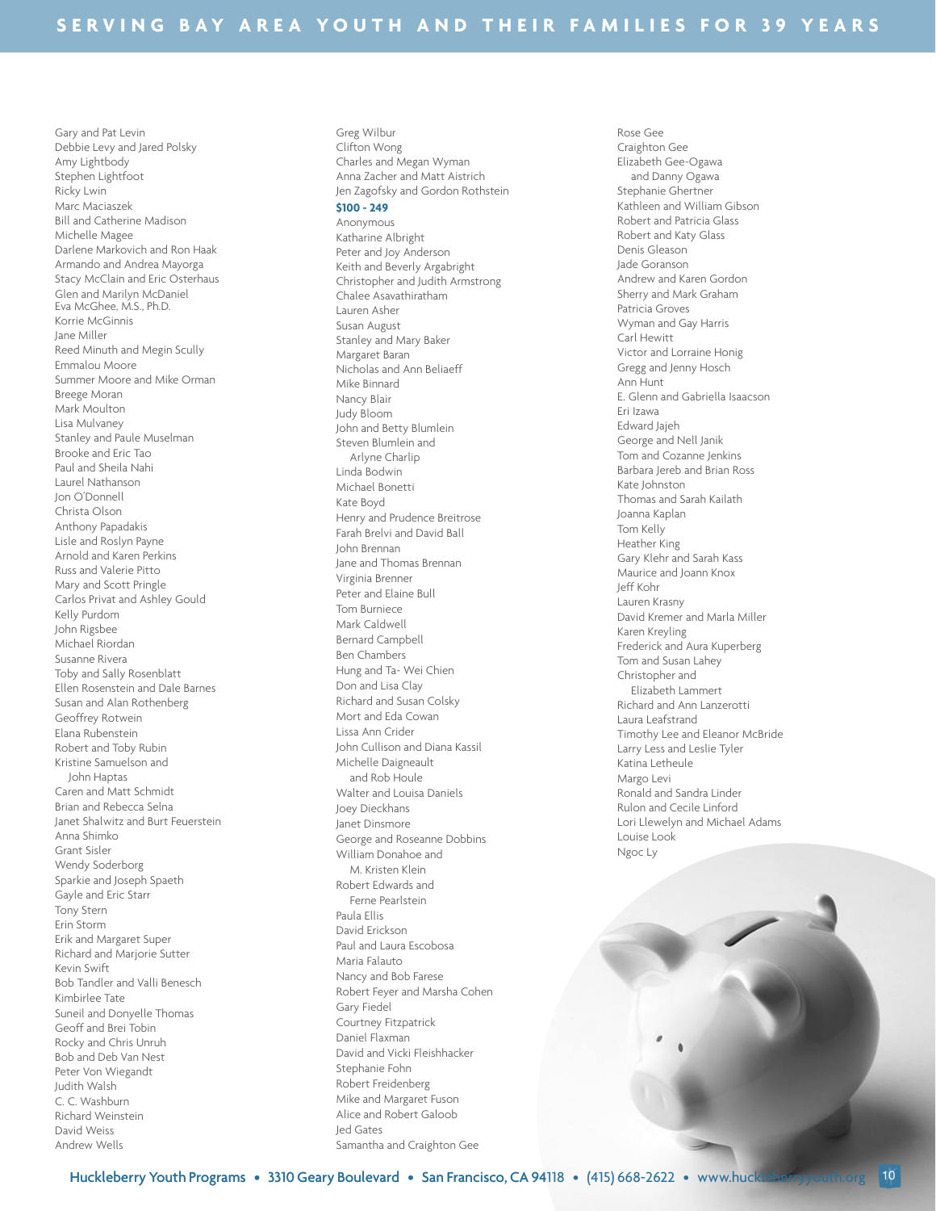Gary and Pat Levin
Debbie Levy and Jared Polsky
Amy Lightbody
Stephen Lightfoot
Ricky Lwin
Marc Maciaszek
Bill and Catherine Madison
Michelle Magee
Darlene Markovich and Ron Haak
Armando and Andrea Mayorga
Stacy McClain and Eric Osterhaus
Glen and Marilyn McDaniel
Eva McGhee, M.S., Ph.D.
Korrie McGinnis
Jane Miller
Reed Minuth and Megin Scully
Emmalou Moore
Summer Moore and Mike Orman
Breege Moran
Mark Moulton
Lisa Mulvaney
Stanley and Paule Muselman
Brooke and Eric Tao
Paul and Sheila Nahi
Laurel Nathanson
Jon O'Donnell
Christa Olson
Anthony Papadakis
Lisle and Roslyn Payne
Arnold and Karen Perkins
Russ and Valerie Pitto
Mary and Scott Pringle
Carlos Privat and Ashley Gould
Kelly Purdom
John Rigsbee
Michael Riordan
Susanne Rivera
Toby and Sally Rosenblatt
Ellen Rosenstein and Dale Barnes
Susan and Alan Rothenberg
Geoffrey Rotwein
Elana Rubenstein
Robert and Toby Rubin
Kristine Samuelson and John Haptas
Caren and Matt Schmidt
Brian and Rebecca Selna
Janet Shalwitz and Burt Feuerstein
Anna Shimko
Grant Sisler
Wendy Soderborg
Sparkie and Joseph Spaeth
Gayle and Eric Starr
Tony Stern
Erin Storm
Erik and Margaret Super
Richard and Marjorie Sutter
Kevin Swift
Bob Tandler and Valli Benesch
Kimbirlee Tate
Suneil and Donyelle Thomas
Geoff and Brei Tobin
Rocky and Chris Unruh
Bob and Deb Van Nest
Peter Von Wiegandt
Judith Walsh
C. C. Washburn
Richard Weinstein
David Weiss
Andrew Wells
Greg Wilbur
Clifton Wong
Charles and Megan Wyman
Anna Zacher and Matt Aistrich
Jen Zagofsky and Gordon Rothstein

**$100 - 249**

Anonymous
Katharine Albright
Peter and Joy Anderson
Keith and Beverly Argabright
Christopher and Judith Armstrong
Chalee Asavathiratham
Lauren Asher
Susan August
Stanley and Mary Baker
Margaret Baran
Nicholas and Ann Beliaeff
Mike Binnard
Nancy Blair
Judy Bloom
John and Betty Blumlein
Steven Blumlein and Arlyne Charlip
Linda Bodwin
Michael Bonetti
Kate Boyd
Henry and Prudence Breitrose
Farah Brelvi and David Ball
John Brennan
Jane and Thomas Brennan
Virginia Brenner
Peter and Elaine Bull
Tom Burniece
Mark Caldwell
Bernard Campbell
Ben Chambers
Hung and Ta- Wei Chien
Don and Lisa Clay
Richard and Susan Colsky
Mort and Eda Cowan
Lissa Ann Crider
John Cullison and Diana Kassil
Michelle Daigneault and Rob Houle
Walter and Louisa Daniels
Joey Dieckhans
Janet Dinsmore
George and Roseanne Dobbins
William Donahoe and M. Kristen Klein
Robert Edwards and Ferne Pearlstein
Paula Ellis
David Erickson
Paul and Laura Escobosa
Maria Falauto
Nancy and Bob Farese
Robert Feyer and Marsha Cohen
Gary Fiedel
Courtney Fitzpatrick
Daniel Flaxman
David and Vicki Fleishhacker
Stephanie Fohn
Robert Freidenberg
Mike and Margaret Fuson
Alice and Robert Galoob
Jed Gates
Samantha and Craighton Gee
Rose Gee
Craighton Gee
Elizabeth Gee-Ogawa and Danny Ogawa
Stephanie Ghertner
Kathleen and William Gibson
Robert and Patricia Glass
Robert and Katy Glass
Denis Gleason
Jade Goranson
Andrew and Karen Gordon
Sherry and Mark Graham
Patricia Groves
Wyman and Gay Harris
Carl Hewitt
Victor and Lorraine Honig
Gregg and Jenny Hosch
Ann Hunt
E. Glenn and Gabriella Isaacson
Eri Izawa
Edward Jajeh
George and Nell Janik
Tom and Cozanne Jenkins
Barbara Jereb and Brian Ross
Kate Johnston
Thomas and Sarah Kailath
Joanna Kaplan
Tom Kelly
Heather King
Gary Klehr and Sarah Kass
Maurice and Joann Knox
Jeff Kohr
Lauren Krasny
David Kremer and Marla Miller
Karen Kreyling
Frederick and Aura Kuperberg
Tom and Susan Lahey
Christopher and Elizabeth Lammert
Richard and Ann Lanzerotti
Laura Leafstrand
Timothy Lee and Eleanor McBride
Larry Less and Leslie Tyler
Katina Letheule
Margo Levi
Ronald and Sandra Linder
Rulon and Cecile Linford
Lori Llewelyn and Michael Adams
Louise Look
Ngoc Ly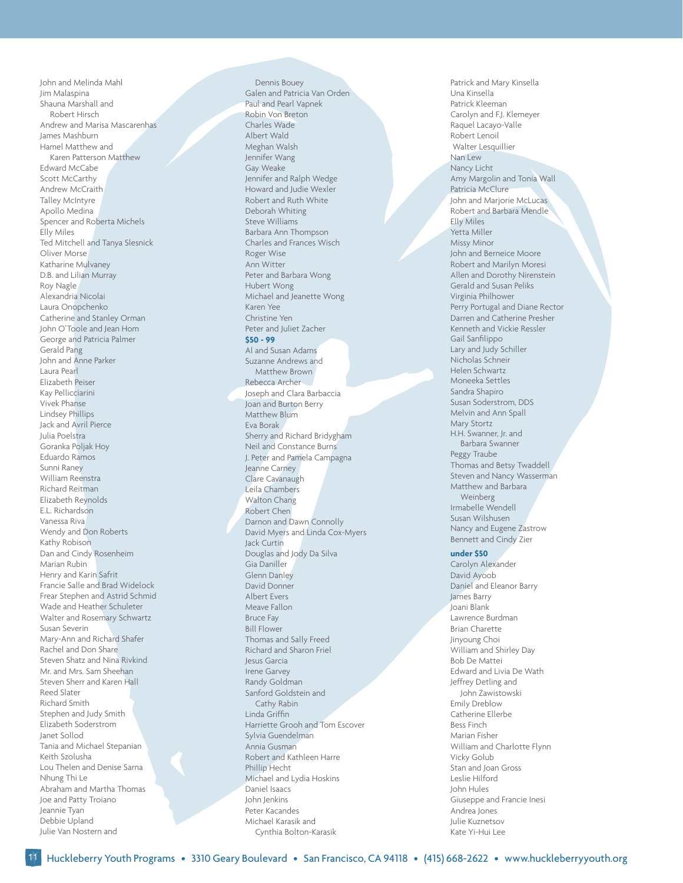John and Melinda Mahl
Jim Malaspina
Shauna Marshall and Robert Hirsch
Andrew and Marisa Mascarenhas
James Mashburn
Hamel Matthew and Karen Patterson Matthew
Edward McCabe
Scott McCarthy
Andrew McCraith
Talley McIntyre
Apollo Medina
Spencer and Roberta Michels
Elly Miles
Ted Mitchell and Tanya Slesnick
Oliver Morse
Katharine Mulvaney
D.B. and Lilian Murray
Roy Nagle
Alexandria Nicolai
Laura Onopchenko
Catherine and Stanley Orman
John O'Toole and Jean Hom
George and Patricia Palmer
Gerald Pang
John and Anne Parker
Laura Pearl
Elizabeth Peiser
Kay Pellicciarini
Vivek Phanse
Lindsey Phillips
Jack and Avril Pierce
Julia Poelstra
Goranka Poljak Hoy
Eduardo Ramos
Sunni Raney
William Reenstra
Richard Reitman
Elizabeth Reynolds
E.L. Richardson
Vanessa Riva
Wendy and Don Roberts
Kathy Robison
Dan and Cindy Rosenheim
Marian Rubin
Henry and Karin Safrit
Francie Salle and Brad Widelock
Frear Stephen and Astrid Schmid
Wade and Heather Schuleter
Walter and Rosemary Schwartz
Susan Severin
Mary-Ann and Richard Shafer
Rachel and Don Share
Steven Shatz and Nina Rivkind
Mr. and Mrs. Sam Sheehan
Steven Sherr and Karen Hall
Reed Slater
Richard Smith
Stephen and Judy Smith
Elizabeth Soderstrom
Janet Sollod
Tania and Michael Stepanian
Keith Szolusha
Lou Thelen and Denise Sarna
Nhung Thi Le
Abraham and Martha Thomas
Joe and Patty Troiano
Jeannie Tyan
Debbie Upland
Julie Van Nostern and Dennis Bouey
Galen and Patricia Van Orden
Paul and Pearl Vapnek
Robin Von Breton
Charles Wade
Albert Wald
Meghan Walsh
Jennifer Wang
Gay Weake
Jennifer and Ralph Wedge
Howard and Judie Wexler
Robert and Ruth White
Deborah Whiting
Steve Williams
Barbara Ann Thompson
Charles and Frances Wisch
Roger Wise
Ann Witter
Peter and Barbara Wong
Hubert Wong
Michael and Jeanette Wong
Karen Yee
Christine Yen
Peter and Juliet Zacher

**$50 - 99**

Al and Susan Adams
Suzanne Andrews and Matthew Brown
Rebecca Archer
Joseph and Clara Barbaccia
Joan and Burton Berry
Matthew Blum
Eva Borak
Sherry and Richard Bridygham
Neil and Constance Burns
J. Peter and Pamela Campagna
Jeanne Carney
Clare Cavanaugh
Leila Chambers
Walton Chang
Robert Chen
Darnon and Dawn Connolly
David Myers and Linda Cox-Myers
Jack Curtin
Douglas and Jody Da Silva
Gia Daniller
Glenn Danley
David Donner
Albert Evers
Meave Fallon
Bruce Fay
Bill Flower
Thomas and Sally Freed
Richard and Sharon Friel
Jesus Garcia
Irene Garvey
Randy Goldman
Sanford Goldstein and Cathy Rabin
Linda Griffin
Harriette Grooh and Tom Escover
Sylvia Guendelman
Annia Gusman
Robert and Kathleen Harre
Phillip Hecht
Michael and Lydia Hoskins
Daniel Isaacs
John Jenkins
Peter Kacandes
Michael Karasik and Cynthia Bolton-Karasik
Patrick and Mary Kinsella
Una Kinsella
Patrick Kleeman
Carolyn and F.J. Klemeyer
Raquel Lacayo-Valle
Robert Lenoil
Walter Lesquillier
Nan Lew
Nancy Licht
Amy Margolin and Tonia Wall
Patricia McClure
John and Marjorie McLucas
Robert and Barbara Mendle
Elly Miles
Yetta Miller
Missy Minor
John and Berneice Moore
Robert and Marilyn Moresi
Allen and Dorothy Nirenstein
Gerald and Susan Peliks
Virginia Philhower
Perry Portugal and Diane Rector
Darren and Catherine Presher
Kenneth and Vickie Ressler
Gail Sanfilippo
Lary and Judy Schiller
Nicholas Schneir
Helen Schwartz
Moneeka Settles
Sandra Shapiro
Susan Soderstrom, DDS
Melvin and Ann Spall
Mary Stortz
H.H. Swanner, Jr. and Barbara Swanner
Peggy Traube
Thomas and Betsy Twaddell
Steven and Nancy Wasserman
Matthew and Barbara Weinberg
Irmabelle Wendell
Susan Wilshusen
Nancy and Eugene Zastrow
Bennett and Cindy Zier

**under $50**

Carolyn Alexander
David Ayoob
Daniel and Eleanor Barry
James Barry
Joani Blank
Lawrence Burdman
Brian Charette
Jinyoung Choi
William and Shirley Day
Bob De Mattei
Edward and Livia De Wath
Jeffrey Detling and John Zawistowski
Emily Dreblow
Catherine Ellerbe
Bess Finch
Marian Fisher
William and Charlotte Flynn
Vicky Golub
Stan and Joan Gross
Leslie Hilford
John Hules
Giuseppe and Francie Inesi
Andrea Jones
Julie Kuznetsov
Kate Yi-Hui Lee

Huckleberry Youth Programs • 3310 Geary Boulevard • San Francisco, CA 94118 • (415) 668-2622 • www.huckleberryyouth.org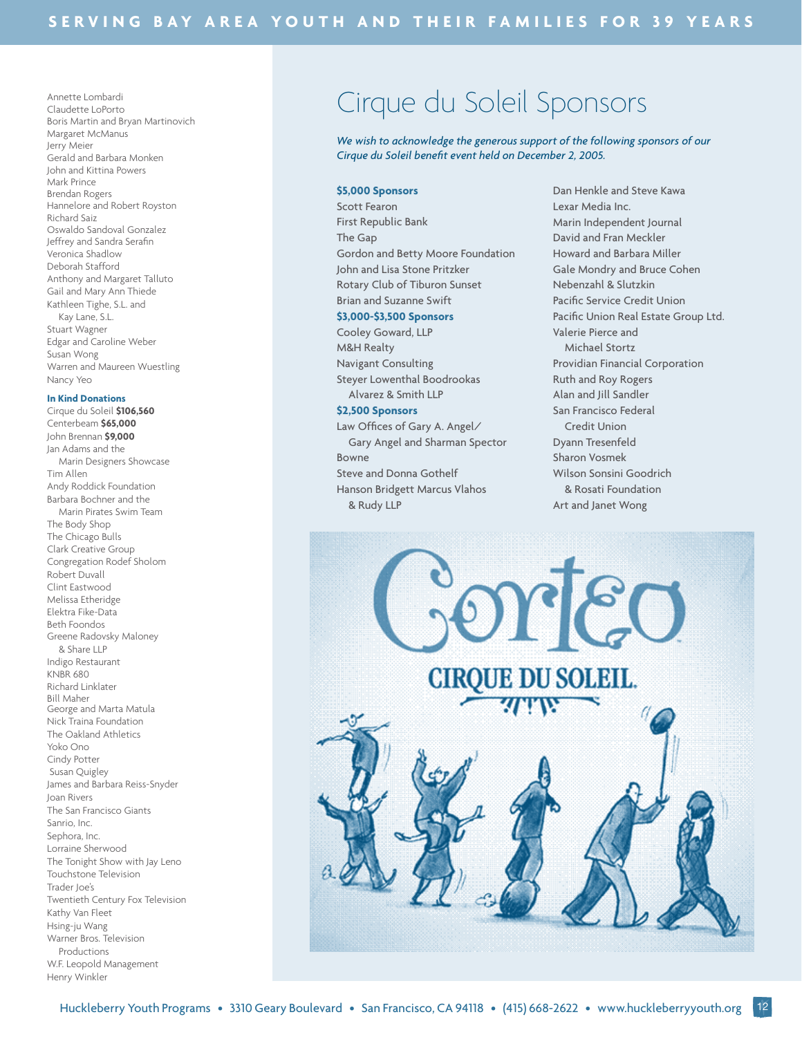Annette Lombardi
Claudette LoPorto
Boris Martin and Bryan Martinovich
Margaret McManus
Jerry Meier
Gerald and Barbara Monken
John and Kittina Powers
Mark Prince
Brendan Rogers
Hannelore and Robert Royston
Richard Saiz
Oswaldo Sandoval Gonzalez
Jeffrey and Sandra Serafin
Veronica Shadlow
Deborah Stafford
Anthony and Margaret Talluto
Gail and Mary Ann Thiede
Kathleen Tighe, S.L. and Kay Lane, S.L.
Stuart Wagner
Edgar and Caroline Weber
Susan Wong
Warren and Maureen Wuestling
Nancy Yeo

**In Kind Donations**

Cirque du Soleil **$106,560**
Centerbeam **$65,000**
John Brennan **$9,000**
Jan Adams and the Marin Designers Showcase
Tim Allen
Andy Roddick Foundation
Barbara Bochner and the Marin Pirates Swim Team
The Body Shop
The Chicago Bulls
Clark Creative Group
Congregation Rodef Sholom
Robert Duvall
Clint Eastwood
Melissa Etheridge
Elektra Fike-Data
Beth Foondos
Greene Radovsky Maloney & Share LLP
Indigo Restaurant
KNBR 680
Richard Linklater
Bill Maher
George and Marta Matula
Nick Traina Foundation
The Oakland Athletics
Yoko Ono
Cindy Potter
Susan Quigley
James and Barbara Reiss-Snyder
Joan Rivers
The San Francisco Giants
Sanrio, Inc.
Sephora, Inc.
Lorraine Sherwood
The Tonight Show with Jay Leno
Touchstone Television
Trader Joe's
Twentieth Century Fox Television
Kathy Van Fleet
Hsing-ju Wang
Warner Bros. Television Productions
W.F. Leopold Management
Henry Winkler

# Cirque du Soleil Sponsors

*We wish to acknowledge the generous support of the following sponsors of our Cirque du Soleil benefit event held on December 2, 2005.*

**$5,000 Sponsors**

Scott Fearon
First Republic Bank
The Gap
Gordon and Betty Moore Foundation
John and Lisa Stone Pritzker
Rotary Club of Tiburon Sunset
Brian and Suzanne Swift

**$3,000-$3,500 Sponsors**

Cooley Goward, LLP
M&H Realty
Navigant Consulting
Steyer Lowenthal Boodrookas Alvarez & Smith LLP

**$2,500 Sponsors**

Law Offices of Gary A. Angel/ Gary Angel and Sharman Spector
Bowne
Steve and Donna Gothelf
Hanson Bridgett Marcus Vlahos & Rudy LLP
Dan Henkle and Steve Kawa
Lexar Media Inc.
Marin Independent Journal
David and Fran Meckler
Howard and Barbara Miller
Gale Mondry and Bruce Cohen
Nebenzahl & Slutzkin
Pacific Service Credit Union
Pacific Union Real Estate Group Ltd.
Valerie Pierce and Michael Stortz
Providian Financial Corporation
Ruth and Roy Rogers
Alan and Jill Sandler
San Francisco Federal Credit Union
Dyann Tresenfeld
Sharon Vosmek
Wilson Sonsini Goodrich & Rosati Foundation
Art and Janet Wong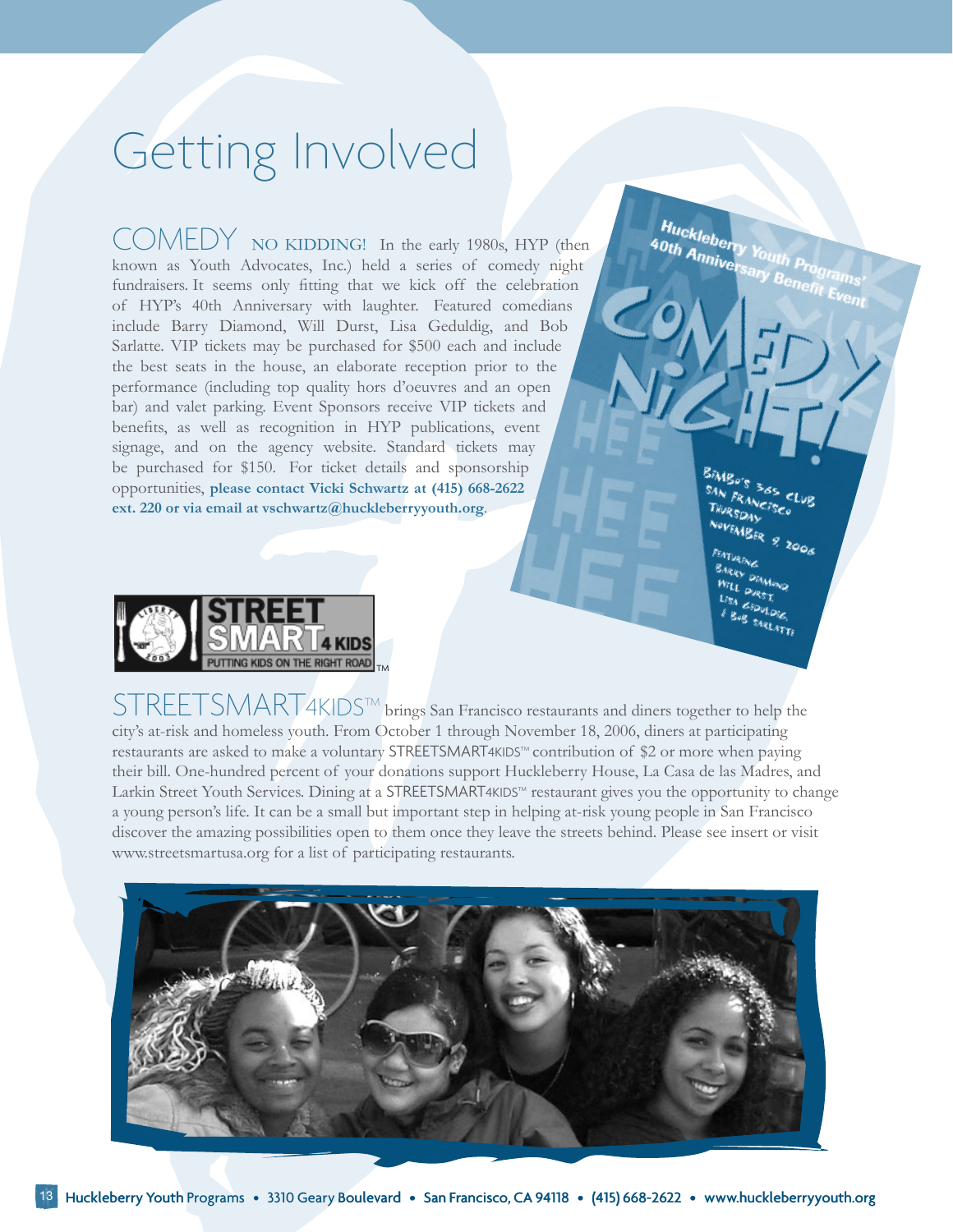# Getting Involved

## COMEDY

**NO KIDDING!** In the early 1980s, HYP (then known as Youth Advocates, Inc.) held a series of comedy night fundraisers. It seems only fitting that we kick off the celebration of HYP's 40th Anniversary with laughter. Featured comedians include Barry Diamond, Will Durst, Lisa Geduldig, and Bob Sarlatte. VIP tickets may be purchased for $500 each and include the best seats in the house, an elaborate reception prior to the performance (including top quality hors d'oeuvres and an open bar) and valet parking. Event Sponsors receive VIP tickets and benefits, as well as recognition in HYP publications, event signage, and on the agency website. Standard tickets may be purchased for $150. For ticket details and sponsorship opportunities, **please contact Vicki Schwartz at (415) 668-2622 ext. 220 or via email at vschwartz@huckleberryyouth.org**.

Huckleberry Youth Programs' 40th Anniversary Benefit Event

COMEDY NIGHT!

Bimbo's 365 Club
San Francisco
Thursday
November 9, 2006

Featuring
Barry Diamond
Will Durst
Lisa Geduldig
& Bob Sarlatte

STREET SMART 4 KIDS
PUTTING KIDS ON THE RIGHT ROAD™

## STREETSMART4KIDS™

STREETSMART4KIDS™ brings San Francisco restaurants and diners together to help the city's at-risk and homeless youth. From October 1 through November 18, 2006, diners at participating restaurants are asked to make a voluntary STREETSMART4KIDS™ contribution of $2 or more when paying their bill. One-hundred percent of your donations support Huckleberry House, La Casa de las Madres, and Larkin Street Youth Services. Dining at a STREETSMART4KIDS™ restaurant gives you the opportunity to change a young person's life. It can be a small but important step in helping at-risk young people in San Francisco discover the amazing possibilities open to them once they leave the streets behind. Please see insert or visit www.streetsmartusa.org for a list of participating restaurants.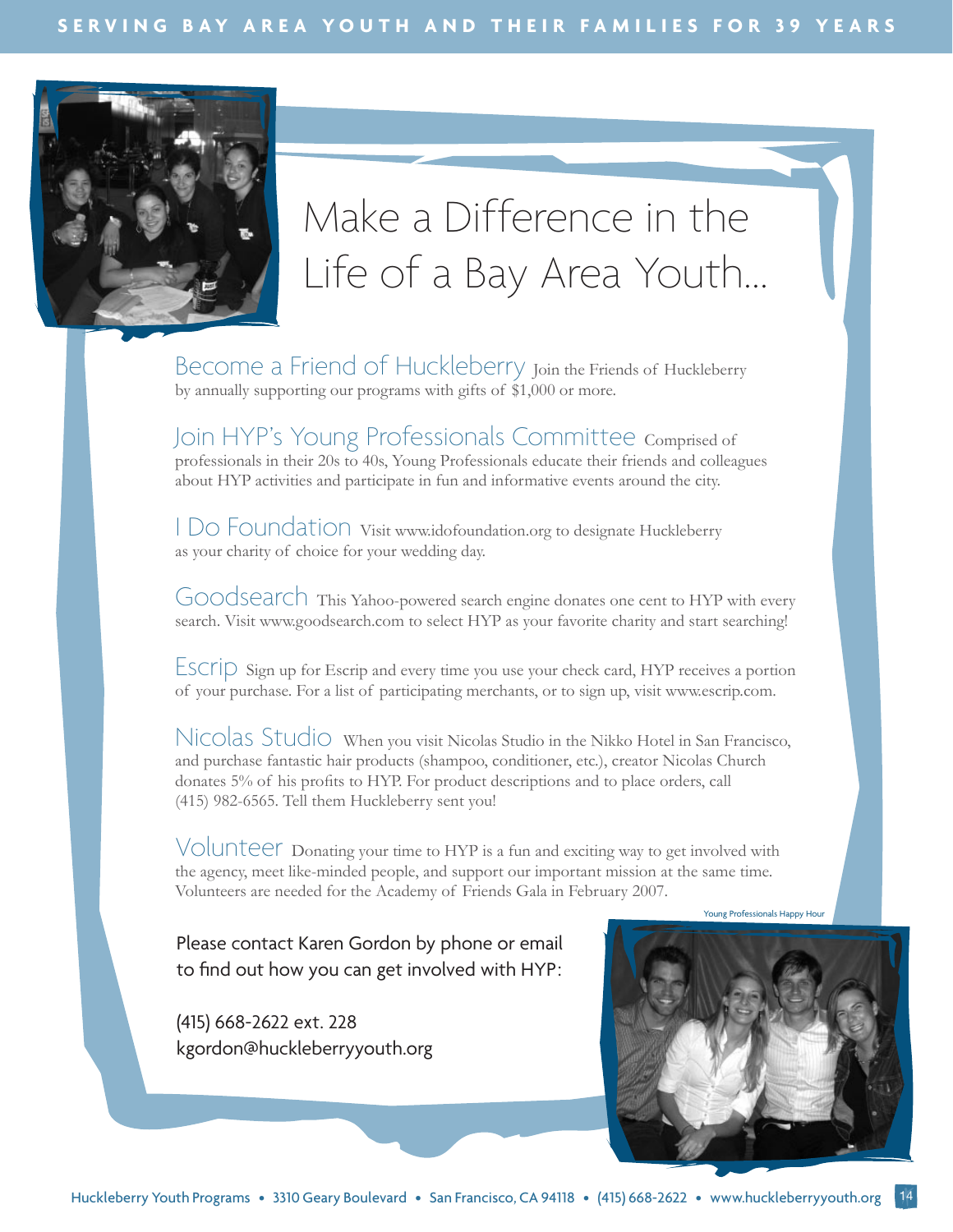# Make a Difference in the Life of a Bay Area Youth...

**Become a Friend of Huckleberry** Join the Friends of Huckleberry by annually supporting our programs with gifts of $1,000 or more.

**Join HYP's Young Professionals Committee** Comprised of professionals in their 20s to 40s, Young Professionals educate their friends and colleagues about HYP activities and participate in fun and informative events around the city.

**I Do Foundation** Visit www.idofoundation.org to designate Huckleberry as your charity of choice for your wedding day.

**Goodsearch** This Yahoo-powered search engine donates one cent to HYP with every search. Visit www.goodsearch.com to select HYP as your favorite charity and start searching!

**Escrip** Sign up for Escrip and every time you use your check card, HYP receives a portion of your purchase. For a list of participating merchants, or to sign up, visit www.escrip.com.

**Nicolas Studio** When you visit Nicolas Studio in the Nikko Hotel in San Francisco, and purchase fantastic hair products (shampoo, conditioner, etc.), creator Nicolas Church donates 5% of his profits to HYP. For product descriptions and to place orders, call (415) 982-6565. Tell them Huckleberry sent you!

**Volunteer** Donating your time to HYP is a fun and exciting way to get involved with the agency, meet like-minded people, and support our important mission at the same time. Volunteers are needed for the Academy of Friends Gala in February 2007.

Please contact Karen Gordon by phone or email to find out how you can get involved with HYP:

(415) 668-2622 ext. 228
kgordon@huckleberryyouth.org

Young Professionals Happy Hour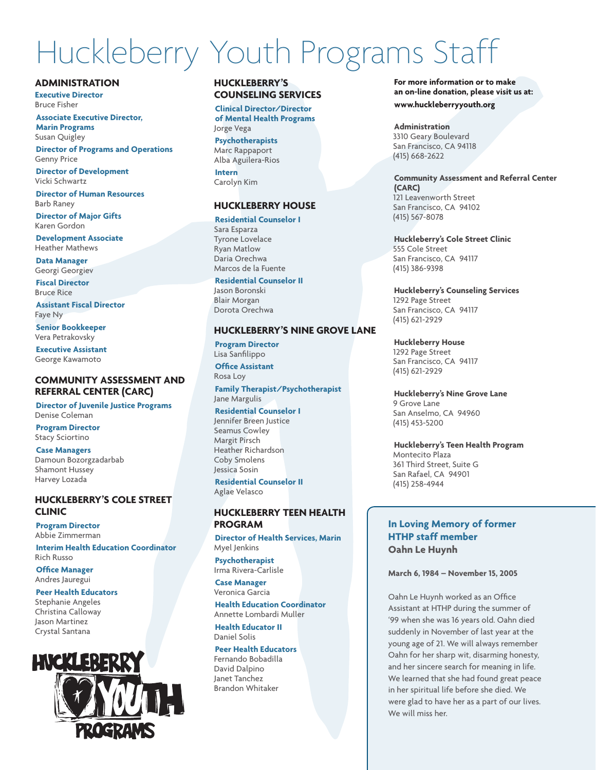# Huckleberry Youth Programs Staff

## ADMINISTRATION

**Executive Director**
Bruce Fisher

**Associate Executive Director, Marin Programs**
Susan Quigley

**Director of Programs and Operations**
Genny Price

**Director of Development**
Vicki Schwartz

**Director of Human Resources**
Barb Raney

**Director of Major Gifts**
Karen Gordon

**Development Associate**
Heather Mathews

**Data Manager**
Georgi Georgiev

**Fiscal Director**
Bruce Rice

**Assistant Fiscal Director**
Faye Ny

**Senior Bookkeeper**
Vera Petrakovsky

**Executive Assistant**
George Kawamoto

## COMMUNITY ASSESSMENT AND REFERRAL CENTER (CARC)

**Director of Juvenile Justice Programs**
Denise Coleman

**Program Director**
Stacy Sciortino

**Case Managers**
Damoun Bozorgzadarbab
Shamont Hussey
Harvey Lozada

## HUCKLEBERRY'S COLE STREET CLINIC

**Program Director**
Abbie Zimmerman

**Interim Health Education Coordinator**
Rich Russo

**Office Manager**
Andres Jauregui

**Peer Health Educators**
Stephanie Angeles
Christina Calloway
Jason Martinez
Crystal Santana

HUCKLEBERRY YOUTH PROGRAMS

## HUCKLEBERRY'S COUNSELING SERVICES

**Clinical Director/Director of Mental Health Programs**
Jorge Vega

**Psychotherapists**
Marc Rappaport
Alba Aguilera-Rios

**Intern**
Carolyn Kim

## HUCKLEBERRY HOUSE

**Residential Counselor I**
Sara Esparza
Tyrone Lovelace
Ryan Matlow
Daria Orechwa
Marcos de la Fuente

**Residential Counselor II**
Jason Boronski
Blair Morgan
Dorota Orechwa

## HUCKLEBERRY'S NINE GROVE LANE

**Program Director**
Lisa Sanfilippo

**Office Assistant**
Rosa Loy

**Family Therapist/Psychotherapist**
Jane Margulis

**Residential Counselor I**
Jennifer Breen Justice
Seamus Cowley
Margit Pirsch
Heather Richardson
Coby Smolens
Jessica Sosin

**Residential Counselor II**
Aglae Velasco

## HUCKLEBERRY TEEN HEALTH PROGRAM

**Director of Health Services, Marin**
Myel Jenkins

**Psychotherapist**
Irma Rivera-Carlisle

**Case Manager**
Veronica Garcia

**Health Education Coordinator**
Annette Lombardi Muller

**Health Educator II**
Daniel Solis

**Peer Health Educators**
Fernando Bobadilla
David Dalpino
Janet Tanchez
Brandon Whitaker

**For more information or to make an on-line donation, please visit us at:**
**www.huckleberryyouth.org**

**Administration**
3310 Geary Boulevard
San Francisco, CA 94118
(415) 668-2622

**Community Assessment and Referral Center (CARC)**
121 Leavenworth Street
San Francisco, CA 94102
(415) 567-8078

**Huckleberry's Cole Street Clinic**
555 Cole Street
San Francisco, CA 94117
(415) 386-9398

**Huckleberry's Counseling Services**
1292 Page Street
San Francisco, CA 94117
(415) 621-2929

**Huckleberry House**
1292 Page Street
San Francisco, CA 94117
(415) 621-2929

**Huckleberry's Nine Grove Lane**
9 Grove Lane
San Anselmo, CA 94960
(415) 453-5200

**Huckleberry's Teen Health Program**
Montecito Plaza
361 Third Street, Suite G
San Rafael, CA 94901
(415) 258-4944

### In Loving Memory of former HTHP staff member
### Oahn Le Huynh

**March 6, 1984 – November 15, 2005**

Oahn Le Huynh worked as an Office Assistant at HTHP during the summer of '99 when she was 16 years old. Oahn died suddenly in November of last year at the young age of 21. We will always remember Oahn for her sharp wit, disarming honesty, and her sincere search for meaning in life. We learned that she had found great peace in her spiritual life before she died. We were glad to have her as a part of our lives. We will miss her.